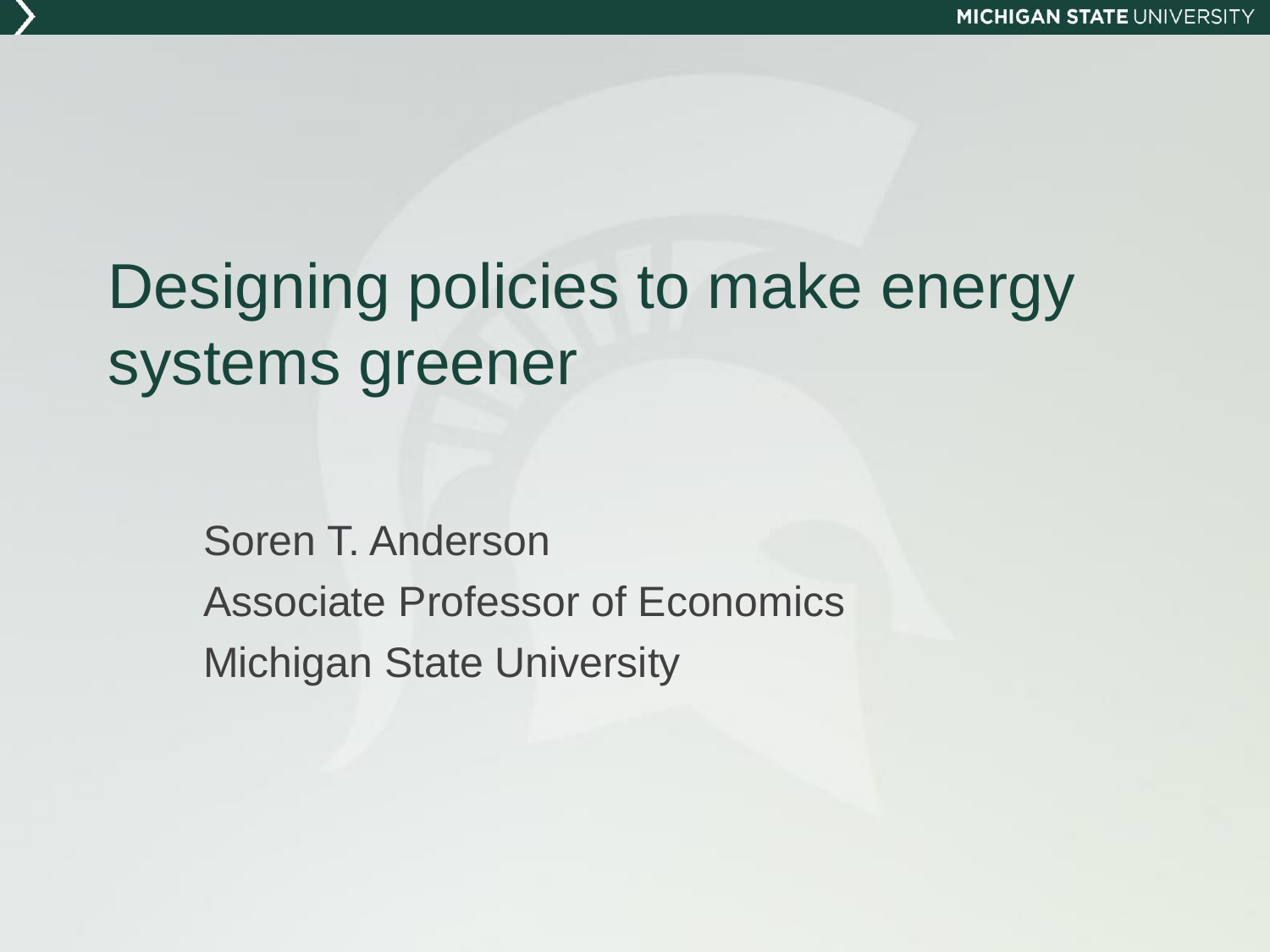# Designing policies to make energy systems greener

Soren T. Anderson

Associate Professor of Economics

Michigan State University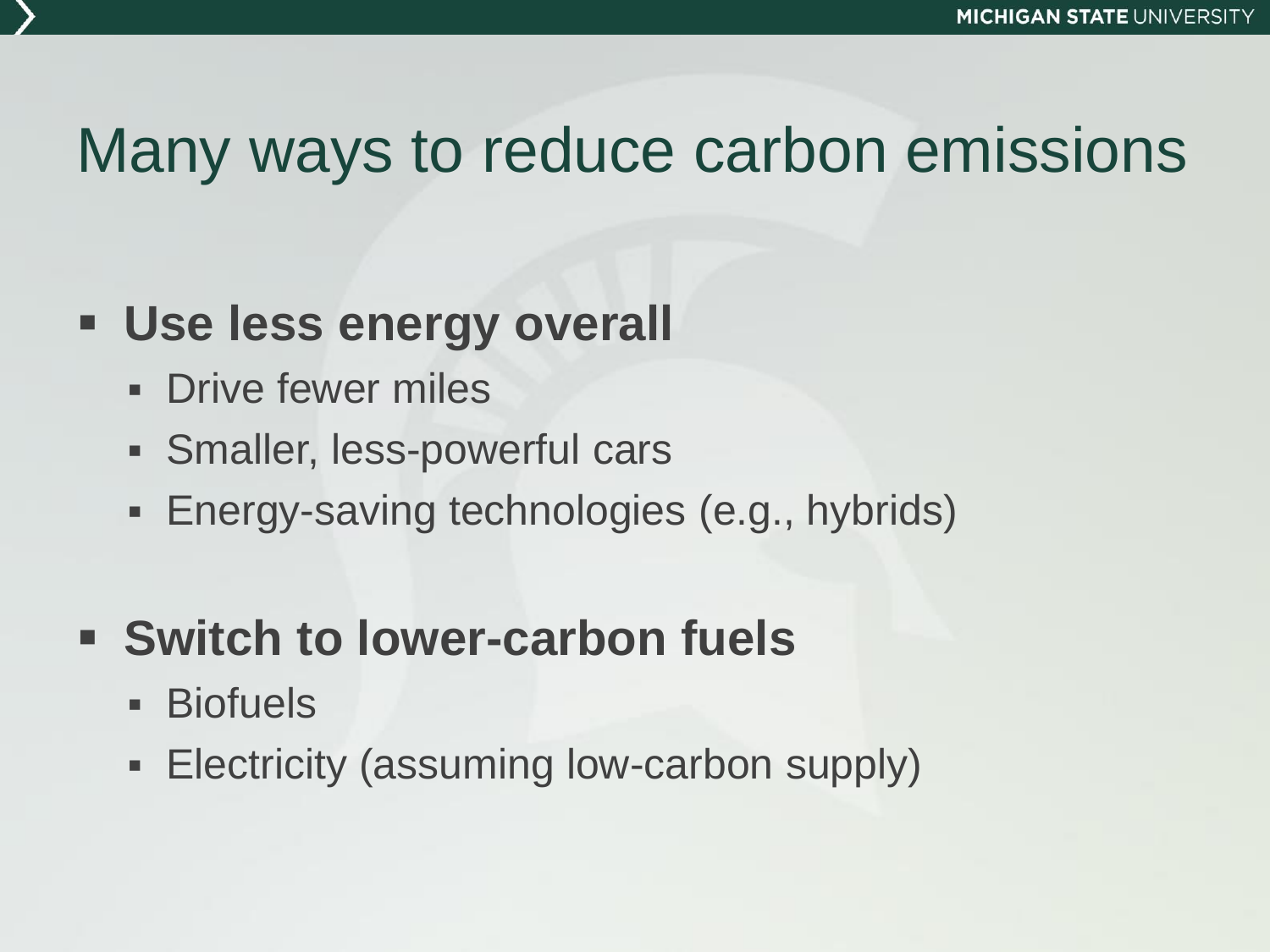# Many ways to reduce carbon emissions

- **Use less energy overall**
  - Drive fewer miles
  - Smaller, less-powerful cars
  - Energy-saving technologies (e.g., hybrids)

- **Switch to lower-carbon fuels**
  - Biofuels
  - Electricity (assuming low-carbon supply)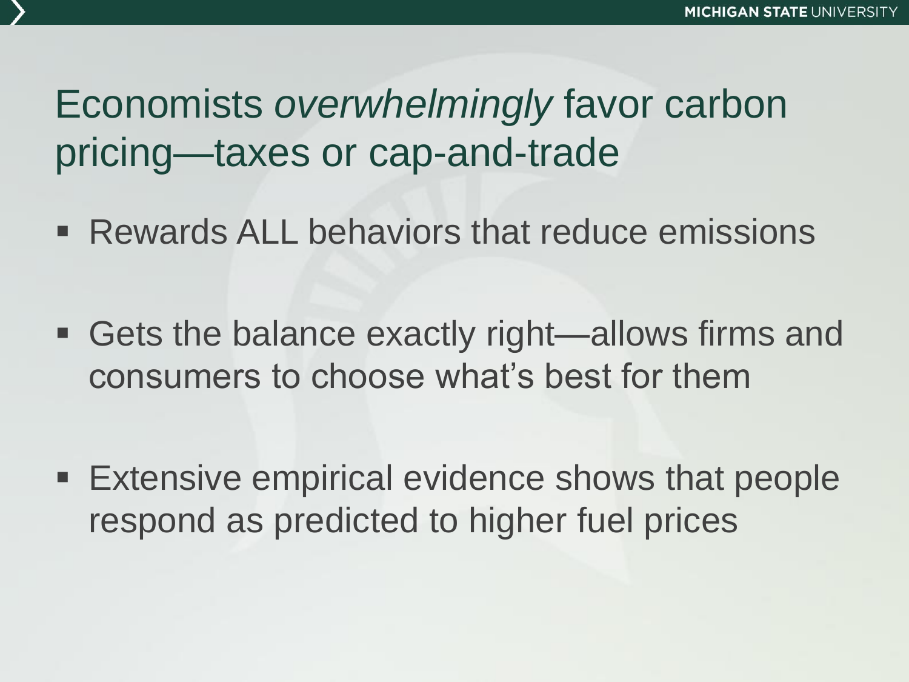# Economists *overwhelmingly* favor carbon pricing—taxes or cap-and-trade

- Rewards ALL behaviors that reduce emissions
- Gets the balance exactly right—allows firms and consumers to choose what's best for them
- Extensive empirical evidence shows that people respond as predicted to higher fuel prices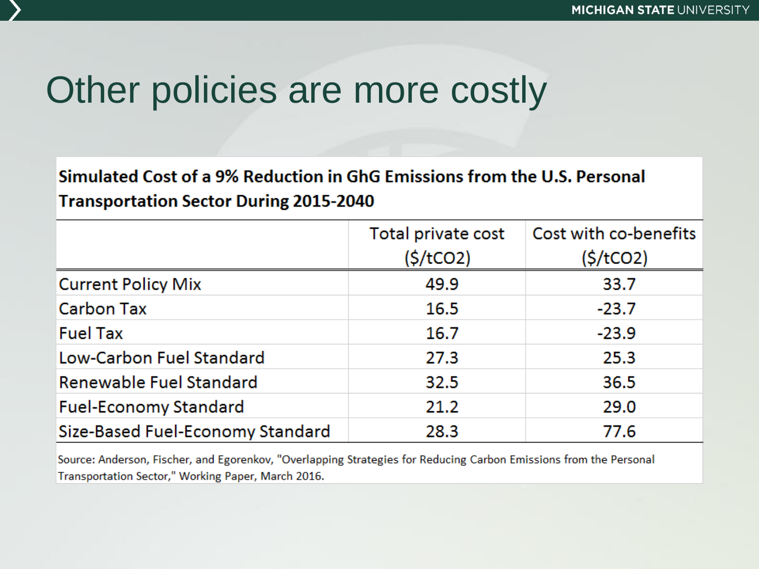# Other policies are more costly

**Simulated Cost of a 9% Reduction in GhG Emissions from the U.S. Personal Transportation Sector During 2015-2040**

| | Total private cost ($/t$CO_2$) | Cost with co-benefits ($/t$CO_2$) |
|---|---|---|
| Current Policy Mix | 49.9 | 33.7 |
| Carbon Tax | 16.5 | -23.7 |
| Fuel Tax | 16.7 | -23.9 |
| Low-Carbon Fuel Standard | 27.3 | 25.3 |
| Renewable Fuel Standard | 32.5 | 36.5 |
| Fuel-Economy Standard | 21.2 | 29.0 |
| Size-Based Fuel-Economy Standard | 28.3 | 77.6 |

Source: Anderson, Fischer, and Egorenkov, "Overlapping Strategies for Reducing Carbon Emissions from the Personal Transportation Sector," Working Paper, March 2016.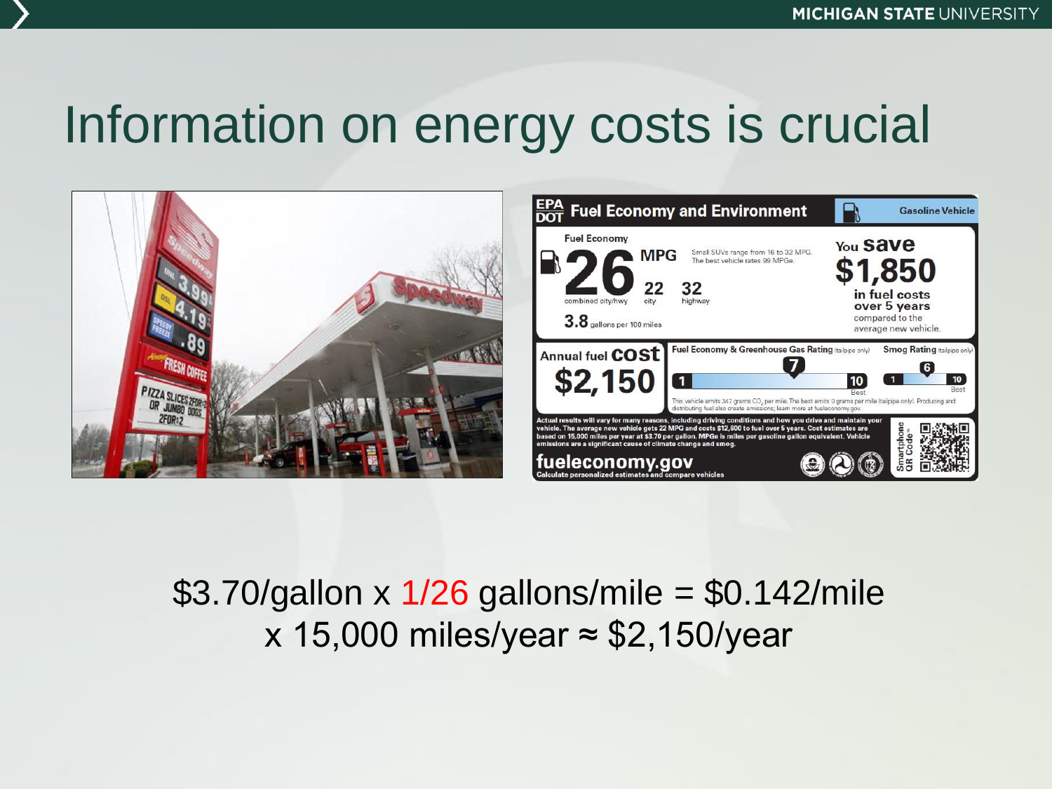# Information on energy costs is crucial

$3.70/gallon x 1/26 gallons/mile = $0.142/mile
x 15,000 miles/year ≈ $2,150/year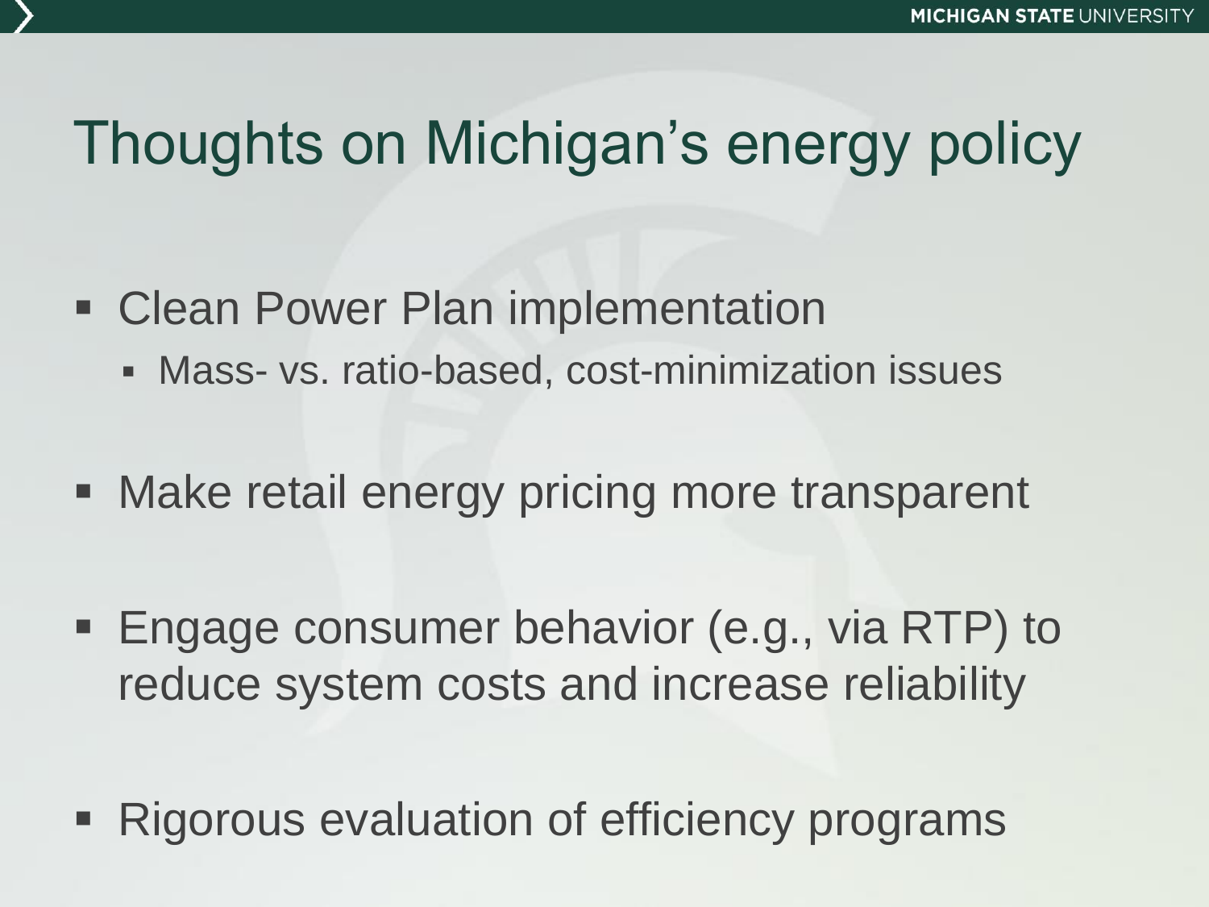# Thoughts on Michigan's energy policy

- Clean Power Plan implementation
  - Mass- vs. ratio-based, cost-minimization issues
- Make retail energy pricing more transparent
- Engage consumer behavior (e.g., via RTP) to reduce system costs and increase reliability
- Rigorous evaluation of efficiency programs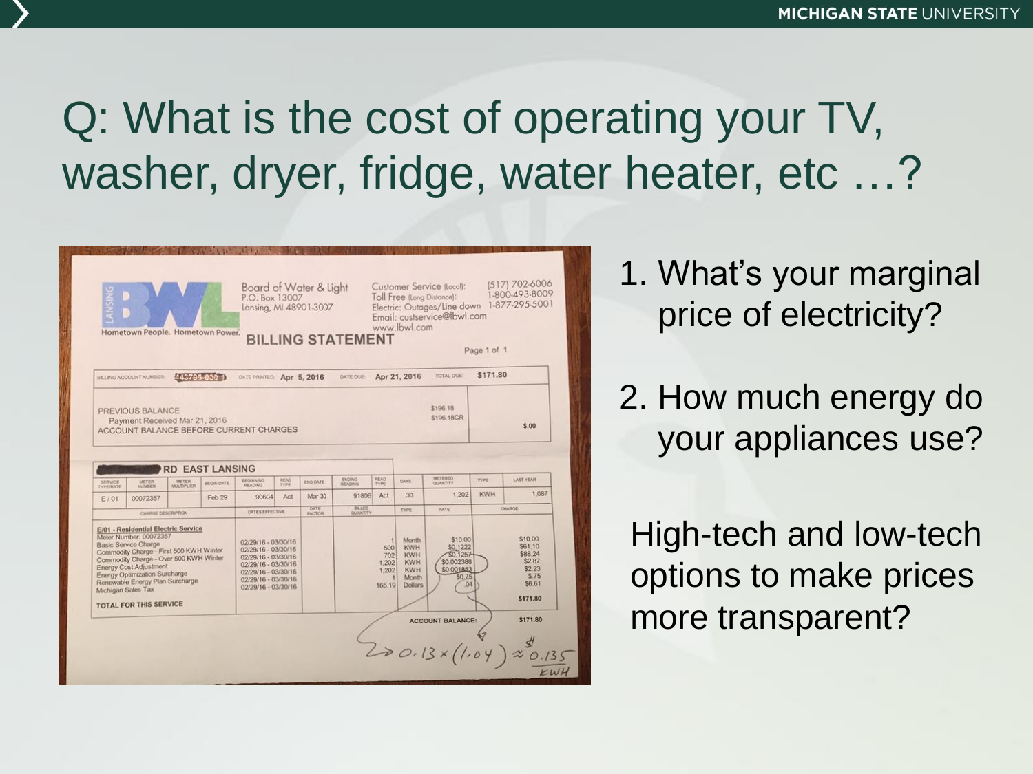# Q: What is the cost of operating your TV, washer, dryer, fridge, water heater, etc …?

1. What's your marginal price of electricity?

2. How much energy do your appliances use?

High-tech and low-tech options to make prices more transparent?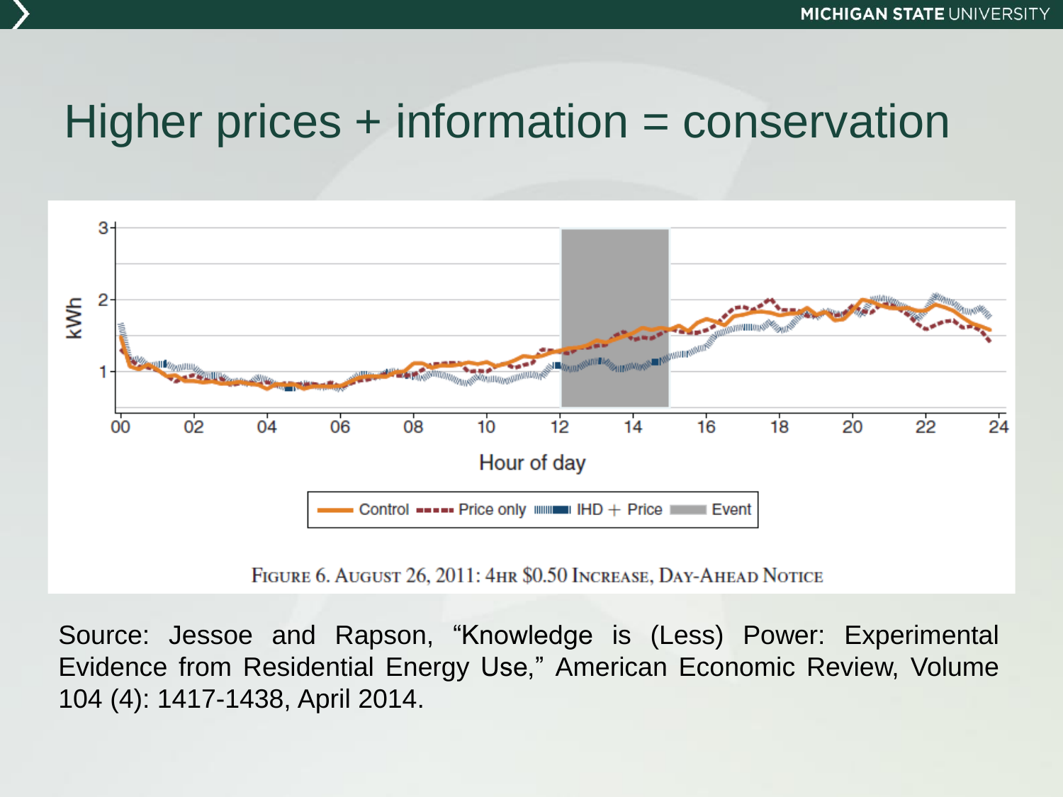# Higher prices + information = conservation

FIGURE 6. AUGUST 26, 2011: 4HR $0.50 INCREASE, DAY-AHEAD NOTICE

Source: Jessoe and Rapson, "Knowledge is (Less) Power: Experimental Evidence from Residential Energy Use," American Economic Review, Volume 104 (4): 1417-1438, April 2014.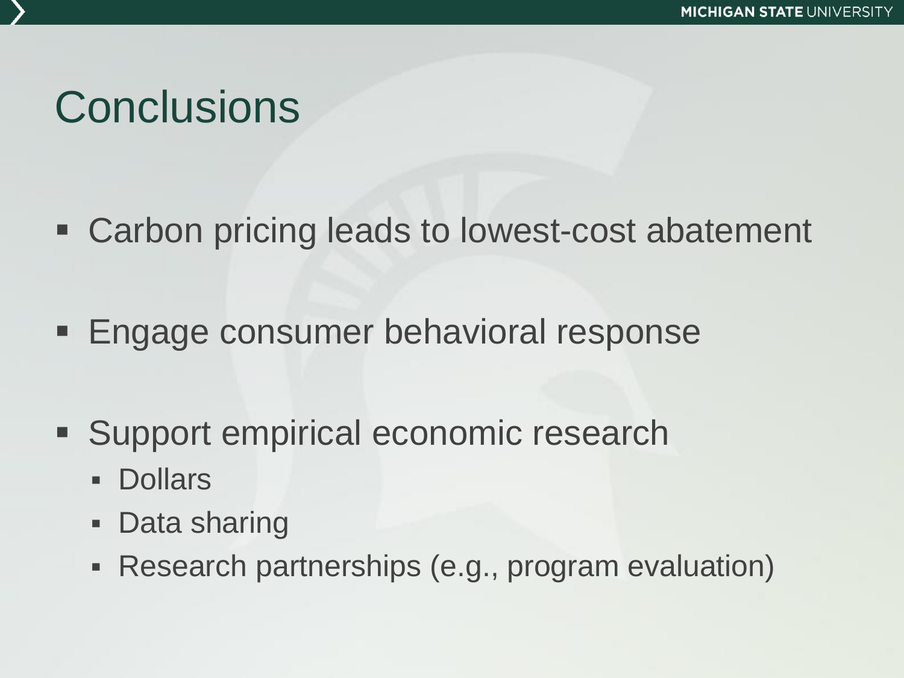# Conclusions

- Carbon pricing leads to lowest-cost abatement
- Engage consumer behavioral response
- Support empirical economic research
  - Dollars
  - Data sharing
  - Research partnerships (e.g., program evaluation)